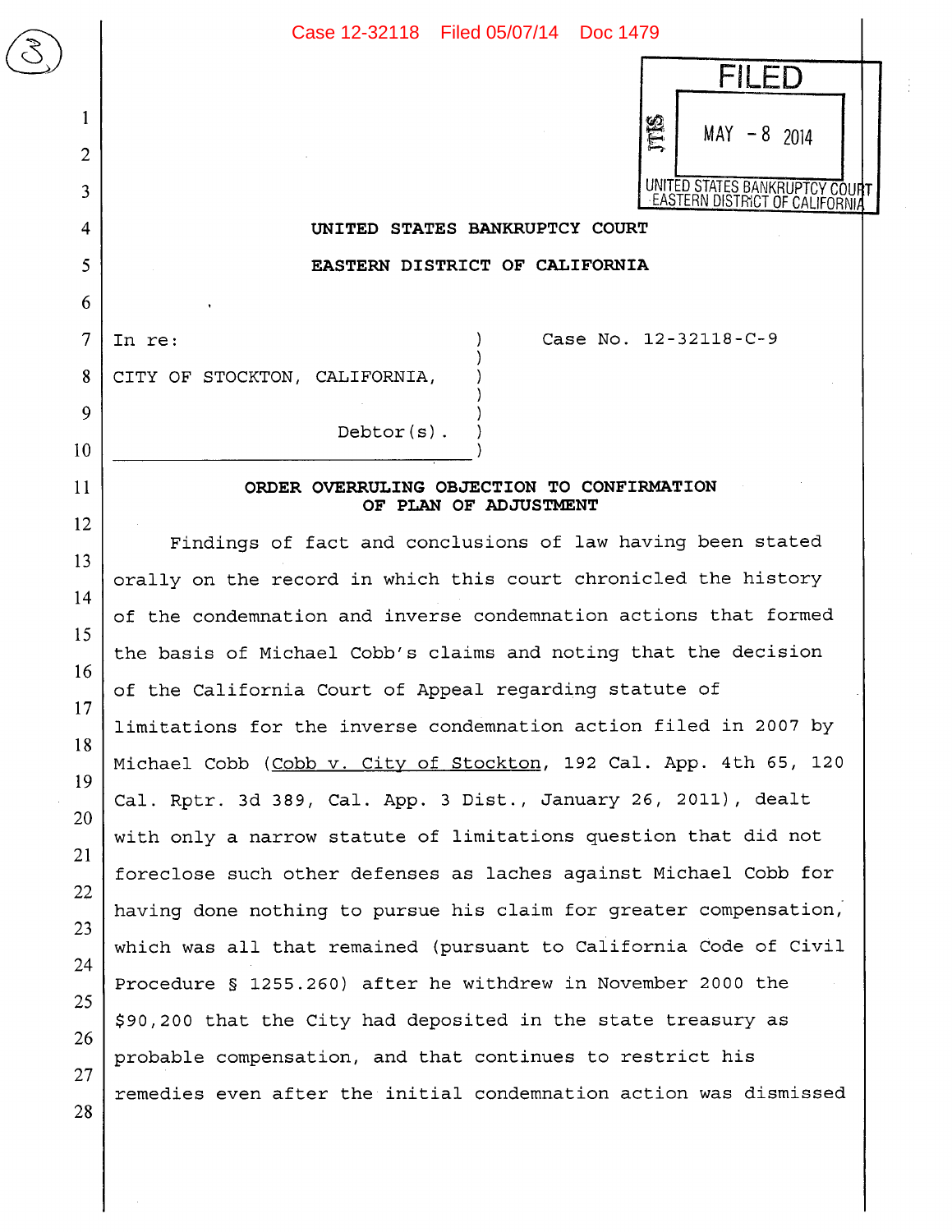FILED

MAY - 8 2014

UNITED STATES BANKRUPTCY COURT
EASTERN DISTRICT OF CALIFORNIA

**UNITED STATES BANKRUPTCY COURT**

**EASTERN DISTRICT OF CALIFORNIA**

| | |
|---|---|
| In re: CITY OF STOCKTON, CALIFORNIA, Debtor(s). | Case No. 12-32118-C-9 |

**ORDER OVERRULING OBJECTION TO CONFIRMATION OF PLAN OF ADJUSTMENT**

Findings of fact and conclusions of law having been stated orally on the record in which this court chronicled the history of the condemnation and inverse condemnation actions that formed the basis of Michael Cobb's claims and noting that the decision of the California Court of Appeal regarding statute of limitations for the inverse condemnation action filed in 2007 by Michael Cobb (Cobb v. City of Stockton, 192 Cal. App. 4th 65, 120 Cal. Rptr. 3d 389, Cal. App. 3 Dist., January 26, 2011), dealt with only a narrow statute of limitations question that did not foreclose such other defenses as laches against Michael Cobb for having done nothing to pursue his claim for greater compensation, which was all that remained (pursuant to California Code of Civil Procedure § 1255.260) after he withdrew in November 2000 the $90,200 that the City had deposited in the state treasury as probable compensation, and that continues to restrict his remedies even after the initial condemnation action was dismissed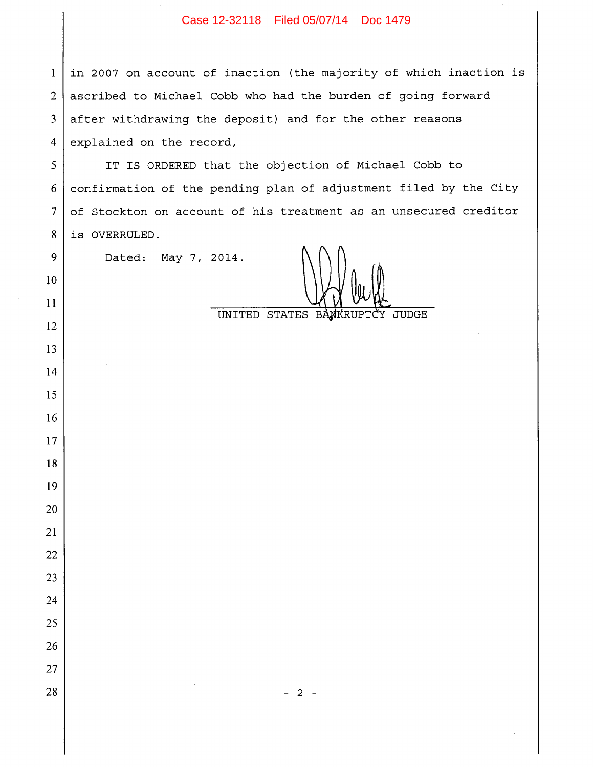in 2007 on account of inaction (the majority of which inaction is ascribed to Michael Cobb who had the burden of going forward after withdrawing the deposit) and for the other reasons explained on the record,

IT IS ORDERED that the objection of Michael Cobb to confirmation of the pending plan of adjustment filed by the City of Stockton on account of his treatment as an unsecured creditor is OVERRULED.

Dated: May 7, 2014.

UNITED STATES BANKRUPTCY JUDGE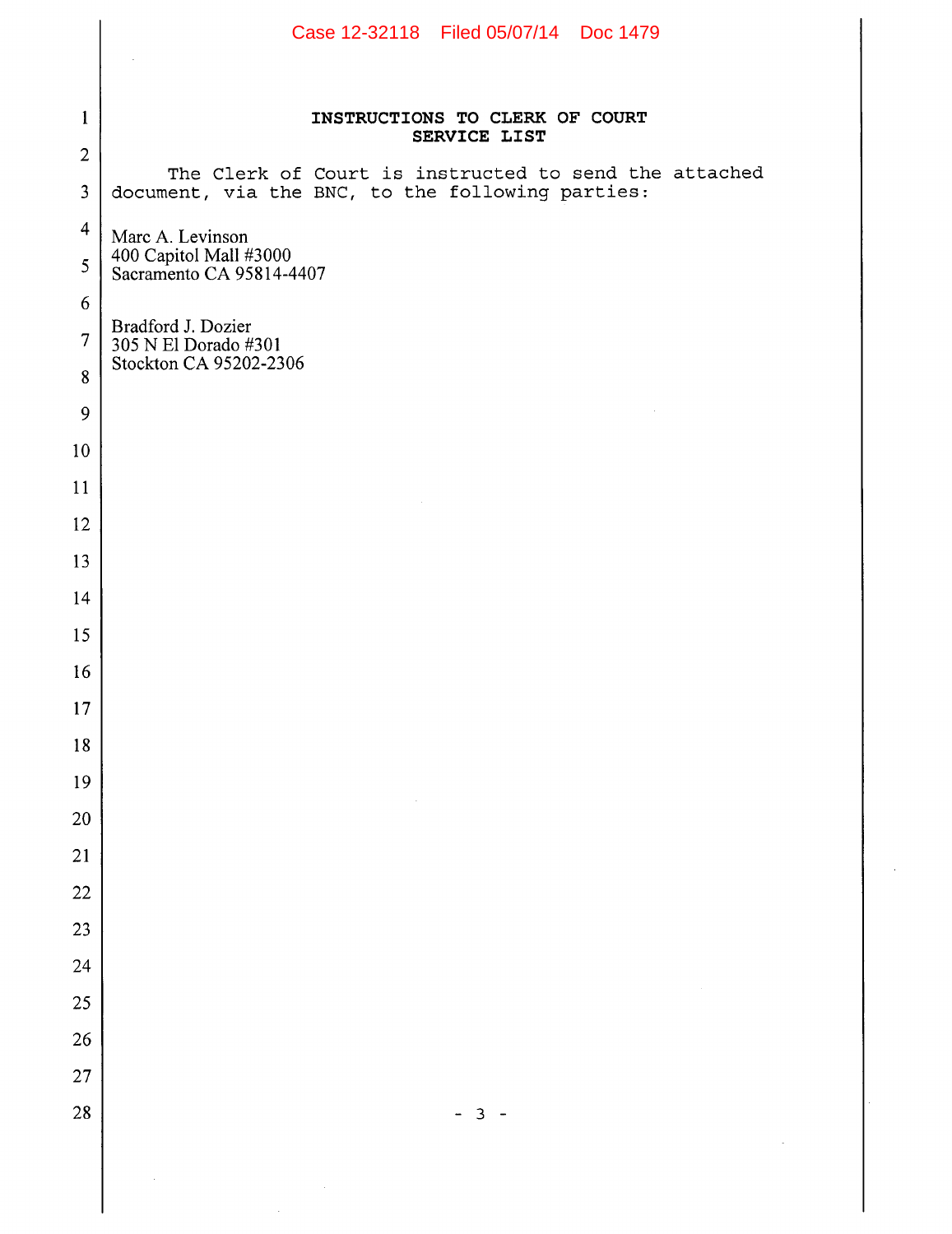**INSTRUCTIONS TO CLERK OF COURT**
**SERVICE LIST**

The Clerk of Court is instructed to send the attached document, via the BNC, to the following parties:

Marc A. Levinson
400 Capitol Mall #3000
Sacramento CA 95814-4407

Bradford J. Dozier
305 N El Dorado #301
Stockton CA 95202-2306